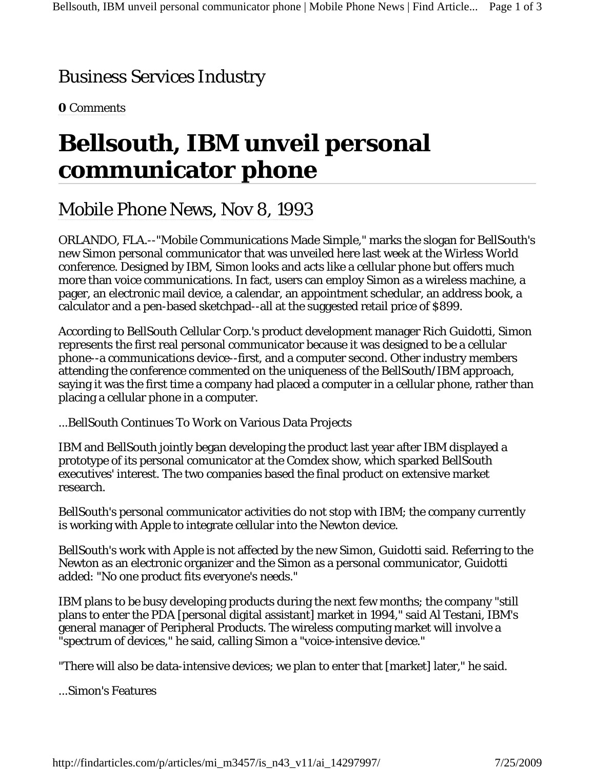## Business Services Industry

**0** Comments

# Bellsouth, IBM unveil personal communicator phone

## Mobile Phone News, Nov 8, 1993

ORLANDO, FLA.--"Mobile Communications Made Simple," marks the slogan for BellSouth's new Simon personal communicator that was unveiled here last week at the Wirless World conference. Designed by IBM, Simon looks and acts like a cellular phone but offers much more than voice communications. In fact, users can employ Simon as a wireless machine, a pager, an electronic mail device, a calendar, an appointment schedular, an address book, a calculator and a pen-based sketchpad--all at the suggested retail price of $899.

According to BellSouth Cellular Corp.'s product development manager Rich Guidotti, Simon represents the first real personal communicator because it was designed to be a cellular phone--a communications device--first, and a computer second. Other industry members attending the conference commented on the uniqueness of the BellSouth/IBM approach, saying it was the first time a company had placed a computer in a cellular phone, rather than placing a cellular phone in a computer.

...BellSouth Continues To Work on Various Data Projects

IBM and BellSouth jointly began developing the product last year after IBM displayed a prototype of its personal comunicator at the Comdex show, which sparked BellSouth executives' interest. The two companies based the final product on extensive market research.

BellSouth's personal communicator activities do not stop with IBM; the company currently is working with Apple to integrate cellular into the Newton device.

BellSouth's work with Apple is not affected by the new Simon, Guidotti said. Referring to the Newton as an electronic organizer and the Simon as a personal communicator, Guidotti added: "No one product fits everyone's needs."

IBM plans to be busy developing products during the next few months; the company "still plans to enter the PDA [personal digital assistant] market in 1994," said Al Testani, IBM's general manager of Peripheral Products. The wireless computing market will involve a "spectrum of devices," he said, calling Simon a "voice-intensive device."

"There will also be data-intensive devices; we plan to enter that [market] later," he said.

...Simon's Features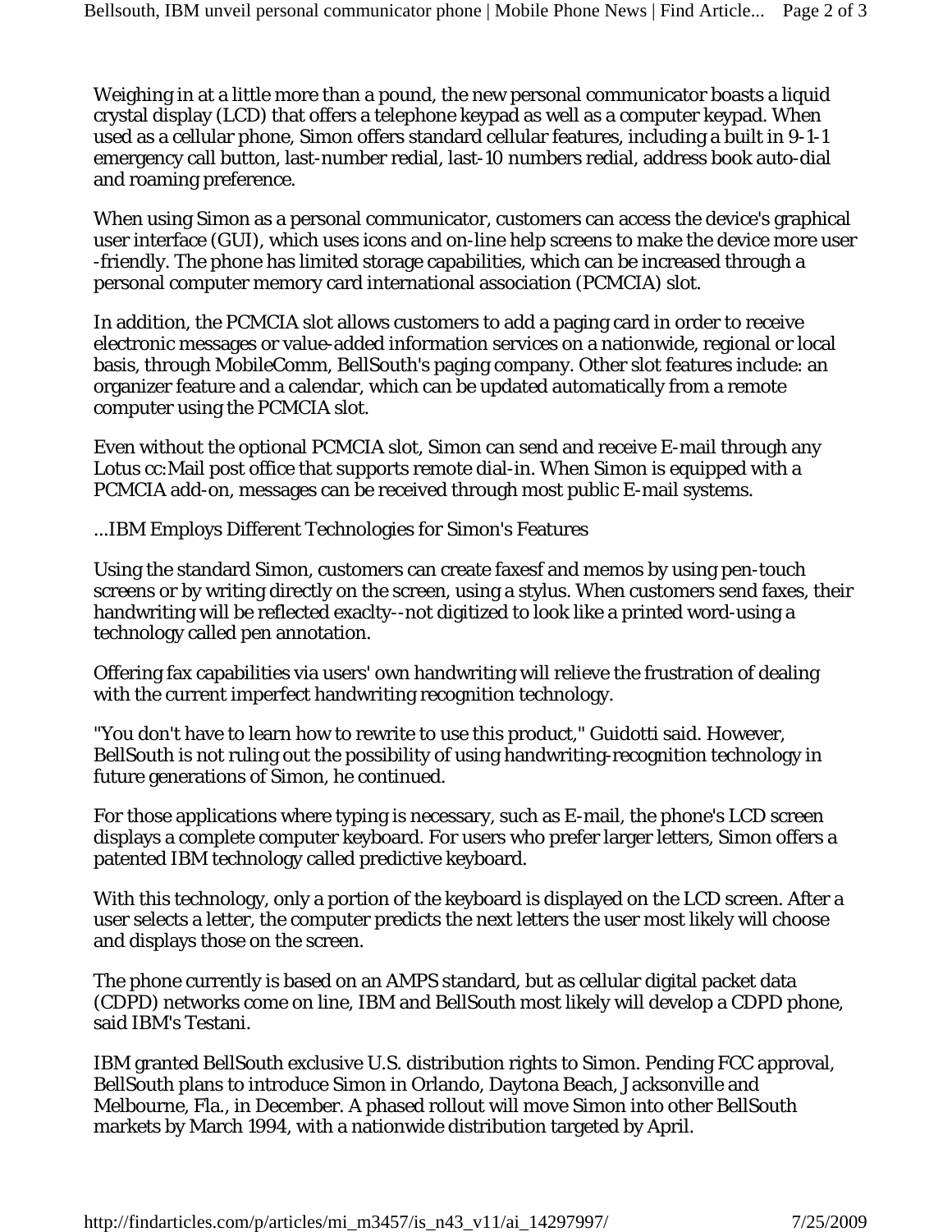Weighing in at a little more than a pound, the new personal communicator boasts a liquid crystal display (LCD) that offers a telephone keypad as well as a computer keypad. When used as a cellular phone, Simon offers standard cellular features, including a built in 9-1-1 emergency call button, last-number redial, last-10 numbers redial, address book auto-dial and roaming preference.

When using Simon as a personal communicator, customers can access the device's graphical user interface (GUI), which uses icons and on-line help screens to make the device more user -friendly. The phone has limited storage capabilities, which can be increased through a personal computer memory card international association (PCMCIA) slot.

In addition, the PCMCIA slot allows customers to add a paging card in order to receive electronic messages or value-added information services on a nationwide, regional or local basis, through MobileComm, BellSouth's paging company. Other slot features include: an organizer feature and a calendar, which can be updated automatically from a remote computer using the PCMCIA slot.

Even without the optional PCMCIA slot, Simon can send and receive E-mail through any Lotus cc:Mail post office that supports remote dial-in. When Simon is equipped with a PCMCIA add-on, messages can be received through most public E-mail systems.

...IBM Employs Different Technologies for Simon's Features

Using the standard Simon, customers can create faxesf and memos by using pen-touch screens or by writing directly on the screen, using a stylus. When customers send faxes, their handwriting will be reflected exaclty--not digitized to look like a printed word-using a technology called pen annotation.

Offering fax capabilities via users' own handwriting will relieve the frustration of dealing with the current imperfect handwriting recognition technology.

"You don't have to learn how to rewrite to use this product," Guidotti said. However, BellSouth is not ruling out the possibility of using handwriting-recognition technology in future generations of Simon, he continued.

For those applications where typing is necessary, such as E-mail, the phone's LCD screen displays a complete computer keyboard. For users who prefer larger letters, Simon offers a patented IBM technology called predictive keyboard.

With this technology, only a portion of the keyboard is displayed on the LCD screen. After a user selects a letter, the computer predicts the next letters the user most likely will choose and displays those on the screen.

The phone currently is based on an AMPS standard, but as cellular digital packet data (CDPD) networks come on line, IBM and BellSouth most likely will develop a CDPD phone, said IBM's Testani.

IBM granted BellSouth exclusive U.S. distribution rights to Simon. Pending FCC approval, BellSouth plans to introduce Simon in Orlando, Daytona Beach, Jacksonville and Melbourne, Fla., in December. A phased rollout will move Simon into other BellSouth markets by March 1994, with a nationwide distribution targeted by April.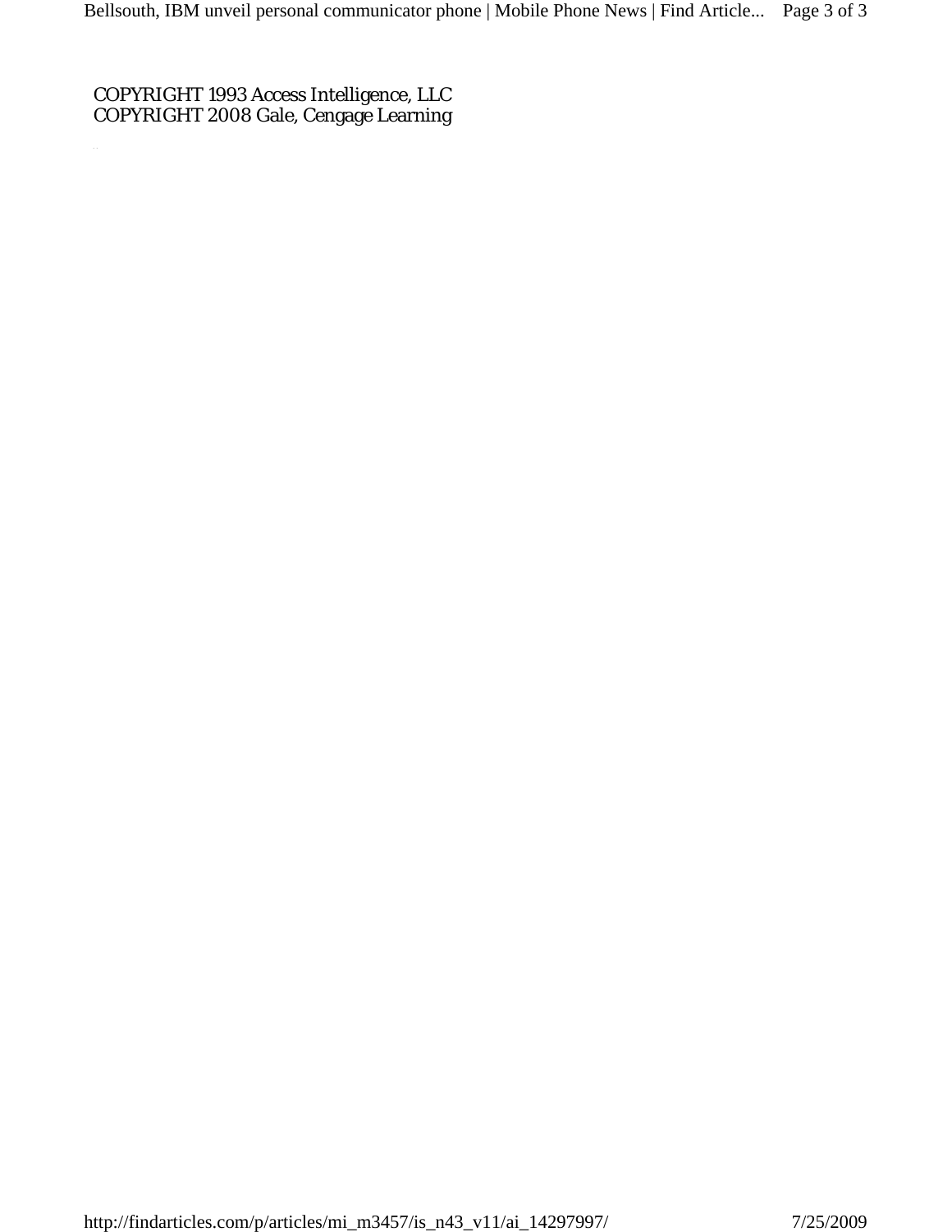COPYRIGHT 1993 Access Intelligence, LLC
COPYRIGHT 2008 Gale, Cengage Learning